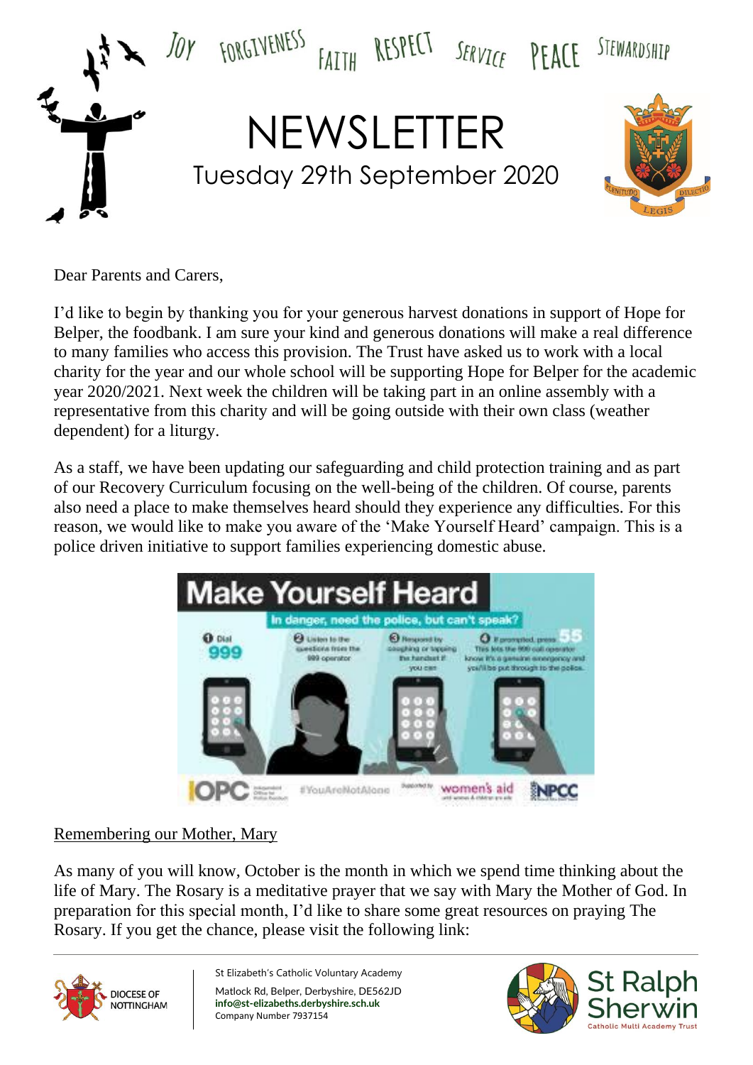JOY FORGIVENESS FAITH RESPECT SERVICE PEACE STEWARDSHIP

# NEWSLETTER

## Tuesday 29th September 2020

Dear Parents and Carers,

I'd like to begin by thanking you for your generous harvest donations in support of Hope for Belper, the foodbank. I am sure your kind and generous donations will make a real difference to many families who access this provision. The Trust have asked us to work with a local charity for the year and our whole school will be supporting Hope for Belper for the academic year 2020/2021. Next week the children will be taking part in an online assembly with a representative from this charity and will be going outside with their own class (weather dependent) for a liturgy.

As a staff, we have been updating our safeguarding and child protection training and as part of our Recovery Curriculum focusing on the well-being of the children. Of course, parents also need a place to make themselves heard should they experience any difficulties. For this reason, we would like to make you aware of the 'Make Yourself Heard' campaign. This is a police driven initiative to support families experiencing domestic abuse.

**Make Yourself Heard**

In danger, need the police, but can't speak?

1. Dial 999
2. Listen to the questions from the 999 operator
3. Respond by coughing or tapping the handset if you can
4. If prompted, press 55. This lets the 999 call operator know it's a genuine emergency and you'll be put through to the police.

IOPC #YouAreNotAlone Supported by women's aid NSPCC

<u>Remembering our Mother, Mary</u>

As many of you will know, October is the month in which we spend time thinking about the life of Mary. The Rosary is a meditative prayer that we say with Mary the Mother of God. In preparation for this special month, I'd like to share some great resources on praying The Rosary. If you get the chance, please visit the following link:

DIOCESE OF NOTTINGHAM

St Elizabeth's Catholic Voluntary Academy
Matlock Rd, Belper, Derbyshire, DE562JD
**info@st-elizabeths.derbyshire.sch.uk**
Company Number 7937154

St Ralph Sherwin Catholic Multi Academy Trust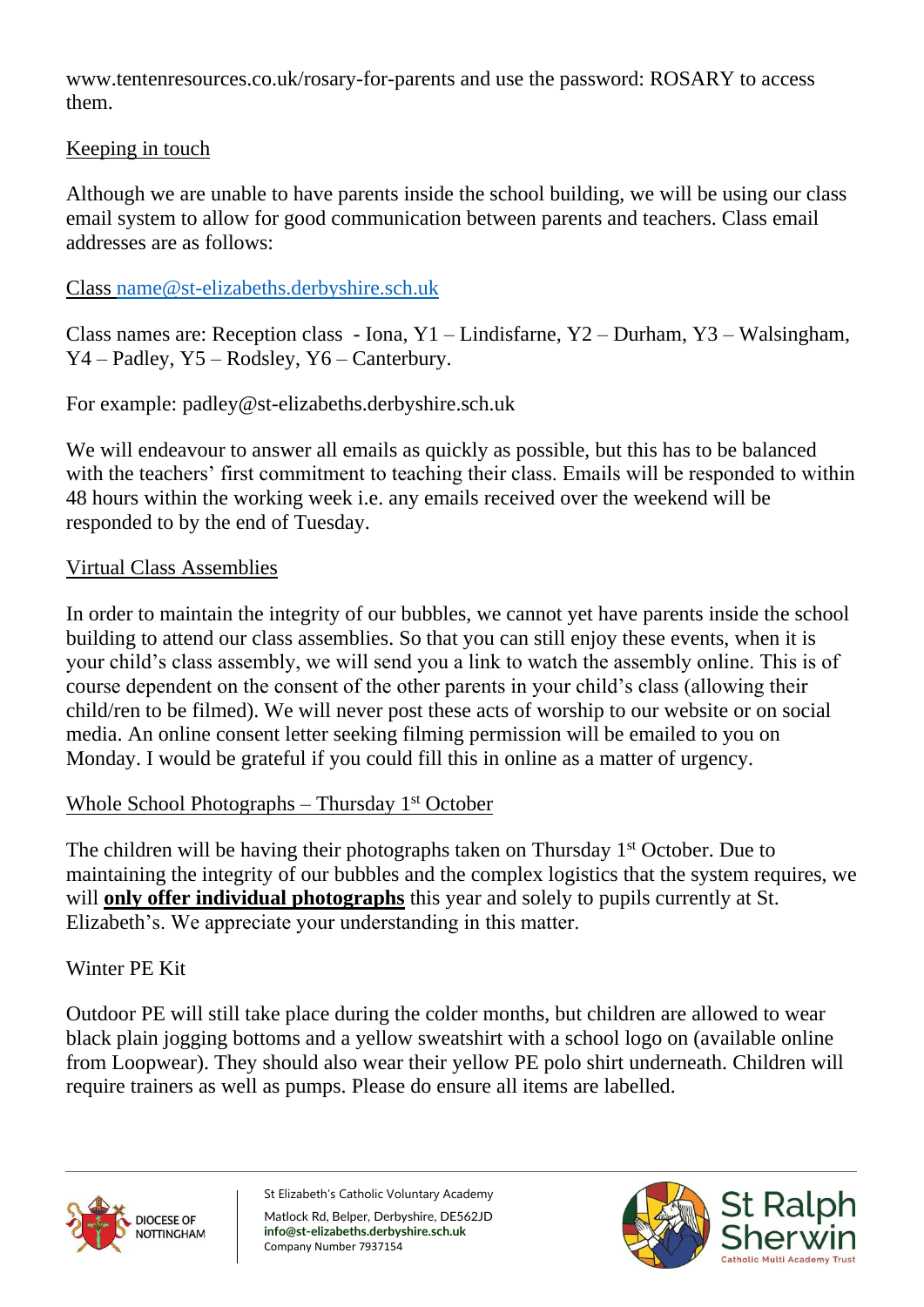www.tentenresources.co.uk/rosary-for-parents and use the password: ROSARY to access them.

## Keeping in touch

Although we are unable to have parents inside the school building, we will be using our class email system to allow for good communication between parents and teachers. Class email addresses are as follows:

Class name@st-elizabeths.derbyshire.sch.uk

Class names are: Reception class - Iona, Y1 – Lindisfarne, Y2 – Durham, Y3 – Walsingham, Y4 – Padley, Y5 – Rodsley, Y6 – Canterbury.

For example: padley@st-elizabeths.derbyshire.sch.uk

We will endeavour to answer all emails as quickly as possible, but this has to be balanced with the teachers' first commitment to teaching their class. Emails will be responded to within 48 hours within the working week i.e. any emails received over the weekend will be responded to by the end of Tuesday.

## Virtual Class Assemblies

In order to maintain the integrity of our bubbles, we cannot yet have parents inside the school building to attend our class assemblies. So that you can still enjoy these events, when it is your child's class assembly, we will send you a link to watch the assembly online. This is of course dependent on the consent of the other parents in your child's class (allowing their child/ren to be filmed). We will never post these acts of worship to our website or on social media. An online consent letter seeking filming permission will be emailed to you on Monday. I would be grateful if you could fill this in online as a matter of urgency.

## Whole School Photographs – Thursday 1st October

The children will be having their photographs taken on Thursday 1st October. Due to maintaining the integrity of our bubbles and the complex logistics that the system requires, we will **only offer individual photographs** this year and solely to pupils currently at St. Elizabeth's. We appreciate your understanding in this matter.

## Winter PE Kit

Outdoor PE will still take place during the colder months, but children are allowed to wear black plain jogging bottoms and a yellow sweatshirt with a school logo on (available online from Loopwear). They should also wear their yellow PE polo shirt underneath. Children will require trainers as well as pumps. Please do ensure all items are labelled.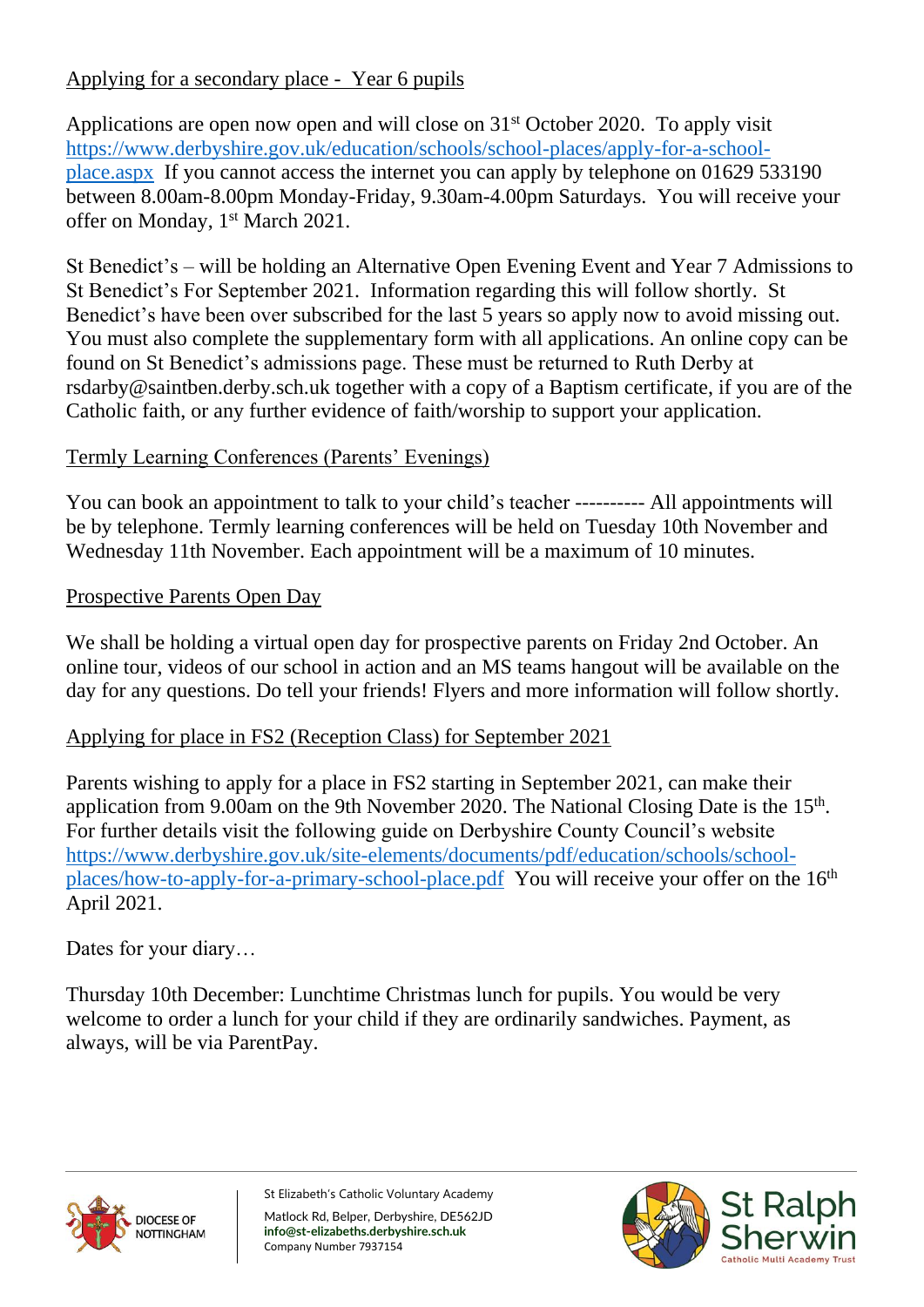## Applying for a secondary place - Year 6 pupils

Applications are open now open and will close on 31st October 2020. To apply visit https://www.derbyshire.gov.uk/education/schools/school-places/apply-for-a-school-place.aspx If you cannot access the internet you can apply by telephone on 01629 533190 between 8.00am-8.00pm Monday-Friday, 9.30am-4.00pm Saturdays. You will receive your offer on Monday, 1st March 2021.

St Benedict's – will be holding an Alternative Open Evening Event and Year 7 Admissions to St Benedict's For September 2021. Information regarding this will follow shortly. St Benedict's have been over subscribed for the last 5 years so apply now to avoid missing out. You must also complete the supplementary form with all applications. An online copy can be found on St Benedict's admissions page. These must be returned to Ruth Derby at rsdarby@saintben.derby.sch.uk together with a copy of a Baptism certificate, if you are of the Catholic faith, or any further evidence of faith/worship to support your application.

## Termly Learning Conferences (Parents' Evenings)

You can book an appointment to talk to your child's teacher ---------- All appointments will be by telephone. Termly learning conferences will be held on Tuesday 10th November and Wednesday 11th November. Each appointment will be a maximum of 10 minutes.

## Prospective Parents Open Day

We shall be holding a virtual open day for prospective parents on Friday 2nd October. An online tour, videos of our school in action and an MS teams hangout will be available on the day for any questions. Do tell your friends! Flyers and more information will follow shortly.

## Applying for place in FS2 (Reception Class) for September 2021

Parents wishing to apply for a place in FS2 starting in September 2021, can make their application from 9.00am on the 9th November 2020. The National Closing Date is the 15th. For further details visit the following guide on Derbyshire County Council's website https://www.derbyshire.gov.uk/site-elements/documents/pdf/education/schools/school-places/how-to-apply-for-a-primary-school-place.pdf You will receive your offer on the 16th April 2021.

Dates for your diary…

Thursday 10th December: Lunchtime Christmas lunch for pupils. You would be very welcome to order a lunch for your child if they are ordinarily sandwiches. Payment, as always, will be via ParentPay.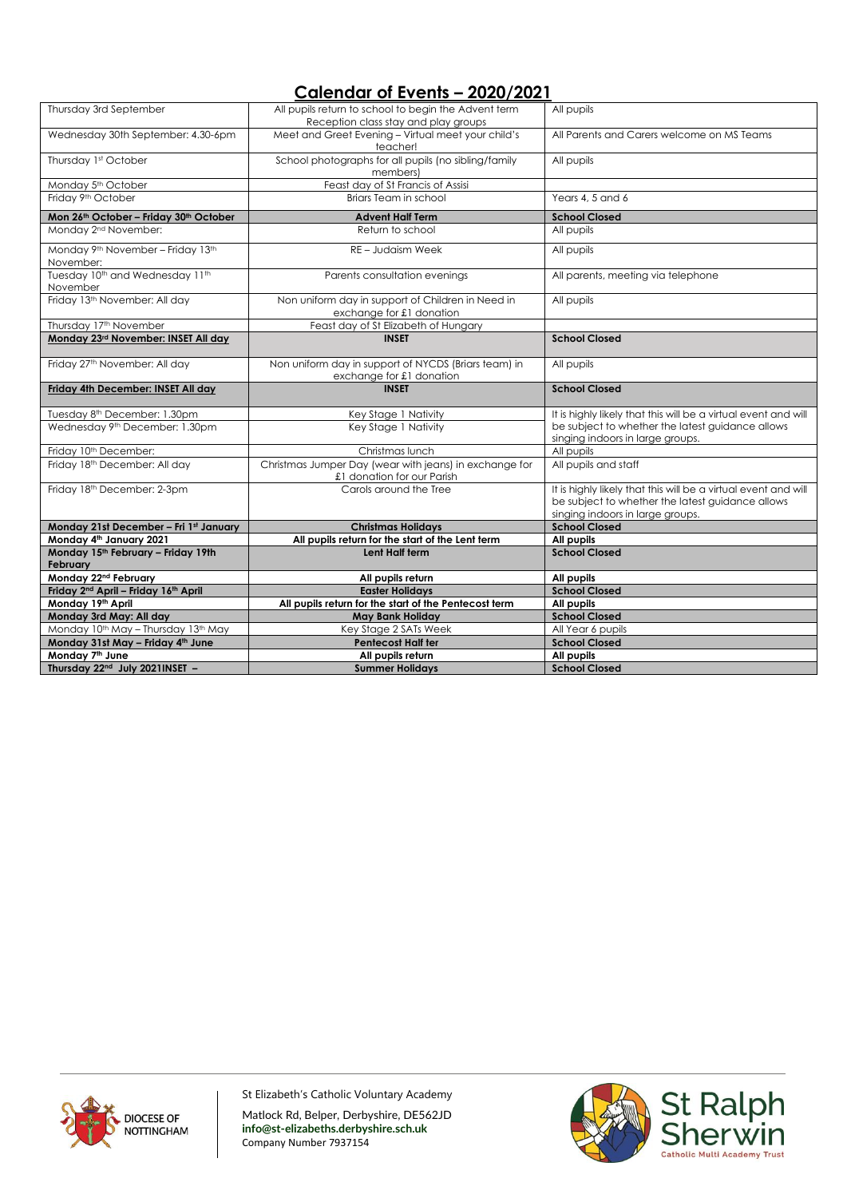# Calendar of Events – 2020/2021

| | | |
|---|---|---|
| Thursday 3rd September | All pupils return to school to begin the Advent term Reception class stay and play groups | All pupils |
| Wednesday 30th September: 4.30-6pm | Meet and Greet Evening – Virtual meet your child's teacher! | All Parents and Carers welcome on MS Teams |
| Thursday 1st October | School photographs for all pupils (no sibling/family members) | All pupils |
| Monday 5th October | Feast day of St Francis of Assisi | |
| Friday 9th October | Briars Team in school | Years 4, 5 and 6 |
| **Mon 26th October – Friday 30th October** | **Advent Half Term** | **School Closed** |
| Monday 2nd November: | Return to school | All pupils |
| Monday 9th November – Friday 13th November: | RE – Judaism Week | All pupils |
| Tuesday 10th and Wednesday 11th November | Parents consultation evenings | All parents, meeting via telephone |
| Friday 13th November: All day | Non uniform day in support of Children in Need in exchange for £1 donation | All pupils |
| Thursday 17th November | Feast day of St Elizabeth of Hungary | |
| **Monday 23rd November: INSET All day** | **INSET** | **School Closed** |
| Friday 27th November: All day | Non uniform day in support of NYCDS (Briars team) in exchange for £1 donation | All pupils |
| **Friday 4th December: INSET All day** | **INSET** | **School Closed** |
| Tuesday 8th December: 1.30pm | Key Stage 1 Nativity | It is highly likely that this will be a virtual event and will be subject to whether the latest guidance allows singing indoors in large groups. |
| Wednesday 9th December: 1.30pm | Key Stage 1 Nativity | |
| Friday 10th December: | Christmas lunch | All pupils |
| Friday 18th December: All day | Christmas Jumper Day (wear with jeans) in exchange for £1 donation for our Parish | All pupils and staff |
| Friday 18th December: 2-3pm | Carols around the Tree | It is highly likely that this will be a virtual event and will be subject to whether the latest guidance allows singing indoors in large groups. |
| **Monday 21st December – Fri 1st January** | **Christmas Holidays** | **School Closed** |
| **Monday 4th January 2021** | **All pupils return for the start of the Lent term** | **All pupils** |
| **Monday 15th February – Friday 19th February** | **Lent Half term** | **School Closed** |
| **Monday 22nd February** | **All pupils return** | **All pupils** |
| **Friday 2nd April – Friday 16th April** | **Easter Holidays** | **School Closed** |
| **Monday 19th April** | **All pupils return for the start of the Pentecost term** | **All pupils** |
| **Monday 3rd May: All day** | **May Bank Holiday** | **School Closed** |
| Monday 10th May – Thursday 13th May | Key Stage 2 SATs Week | All Year 6 pupils |
| **Monday 31st May – Friday 4th June** | **Pentecost Half ter** | **School Closed** |
| **Monday 7th June** | **All pupils return** | **All pupils** |
| **Thursday 22nd July 2021INSET –** | **Summer Holidays** | **School Closed** |

DIOCESE OF NOTTINGHAM

St Elizabeth's Catholic Voluntary Academy
Matlock Rd, Belper, Derbyshire, DE562JD
**info@st-elizabeths.derbyshire.sch.uk**
Company Number 7937154

St Ralph Sherwin Catholic Multi Academy Trust